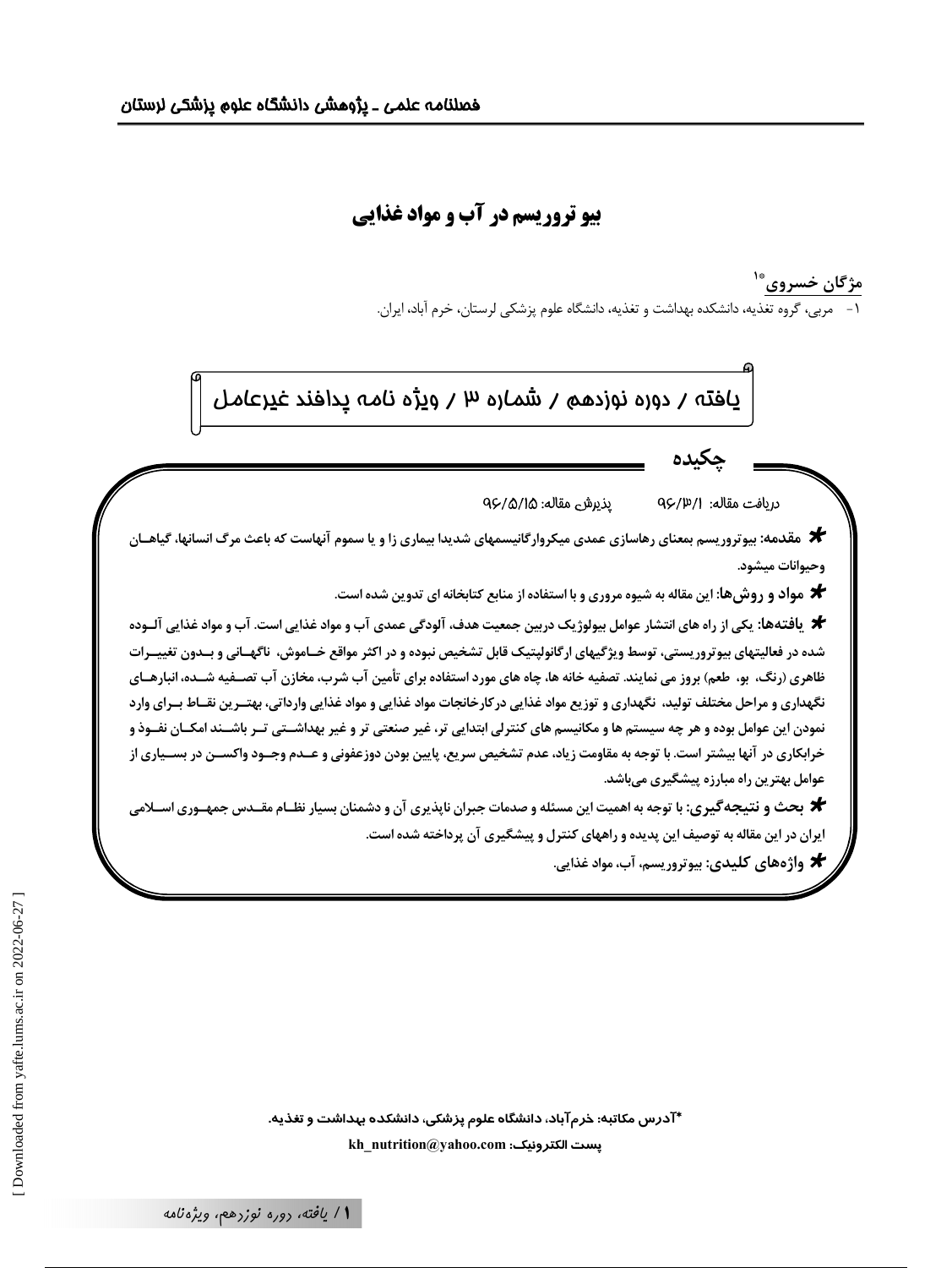# بیو تروریسم در آب و مواد غذایی

**مژگان خسروی**[1*]

۱- مربی، گروه تغذیه، دانشکده بهداشت و تغذیه، دانشگاه علوم پزشکی لرستان، خرم آباد، ایران.

یافته / دوره نوزدهم / شماره ۳ / ویژه نامه پدافند غیرعامل

## چکیده

دریافت مقاله: ۹۶/۳/۱ پذیرش مقاله: ۹۶/۵/۱۵

**مقدمه:** بیوتروریسم بمعنای رهاسازی عمدی میکروارگانیسمهای شدیدا بیماری زا و یا سموم آنهاست که باعث مرگ انسانها، گیاهان وحیوانات میشود.

**مواد و روش‌ها:** این مقاله به شیوه مروری و با استفاده از منابع کتابخانه ای تدوین شده است.

**یافته‌ها:** یکی از راه های انتشار عوامل بیولوژیک دربین جمعیت هدف، آلودگی عمدی آب و مواد غذایی است. آب و مواد غذایی آلوده شده در فعالیتهای بیوتروریستی، توسط ویژگیهای ارگانولپتیک قابل تشخیص نبوده و در اکثر مواقع خاموش، ناگهانی و بدون تغییرات ظاهری (رنگ، بو، طعم) بروز می نمایند. تصفیه خانه ها، چاه های مورد استفاده برای تأمین آب شرب، مخازن آب تصفیه شده، انبارهای نگهداری و مراحل مختلف تولید، نگهداری و توزیع مواد غذایی درکارخانجات مواد غذایی و مواد غذایی وارداتی، بهترین نقاط برای وارد نمودن این عوامل بوده و هر چه سیستم ها و مکانیسم های کنترلی ابتدایی تر، غیر صنعتی تر و غیر بهداشتی تر باشند امکان نفوذ و خرابکاری در آنها بیشتر است. با توجه به مقاومت زیاد، عدم تشخیص سریع، پایین بودن دوزعفونی و عدم وجود واکسن در بسیاری از عوامل بهترین راه مبارزه پیشگیری می‌باشد.

**بحث و نتیجه‌گیری:** با توجه به اهمیت این مسئله و صدمات جبران ناپذیری آن و دشمنان بسیار نظام مقدس جمهوری اسلامی ایران در این مقاله به توصیف این پدیده و راههای کنترل و پیشگیری آن پرداخته شده است.

**واژه‌های کلیدی:** بیوتروریسم، آب، مواد غذایی.

*آدرس مکاتبه: خرم‌آباد، دانشگاه علوم پزشکی، دانشکده بهداشت و تغذیه.

پست الکترونیک: kh_nutrition@yahoo.com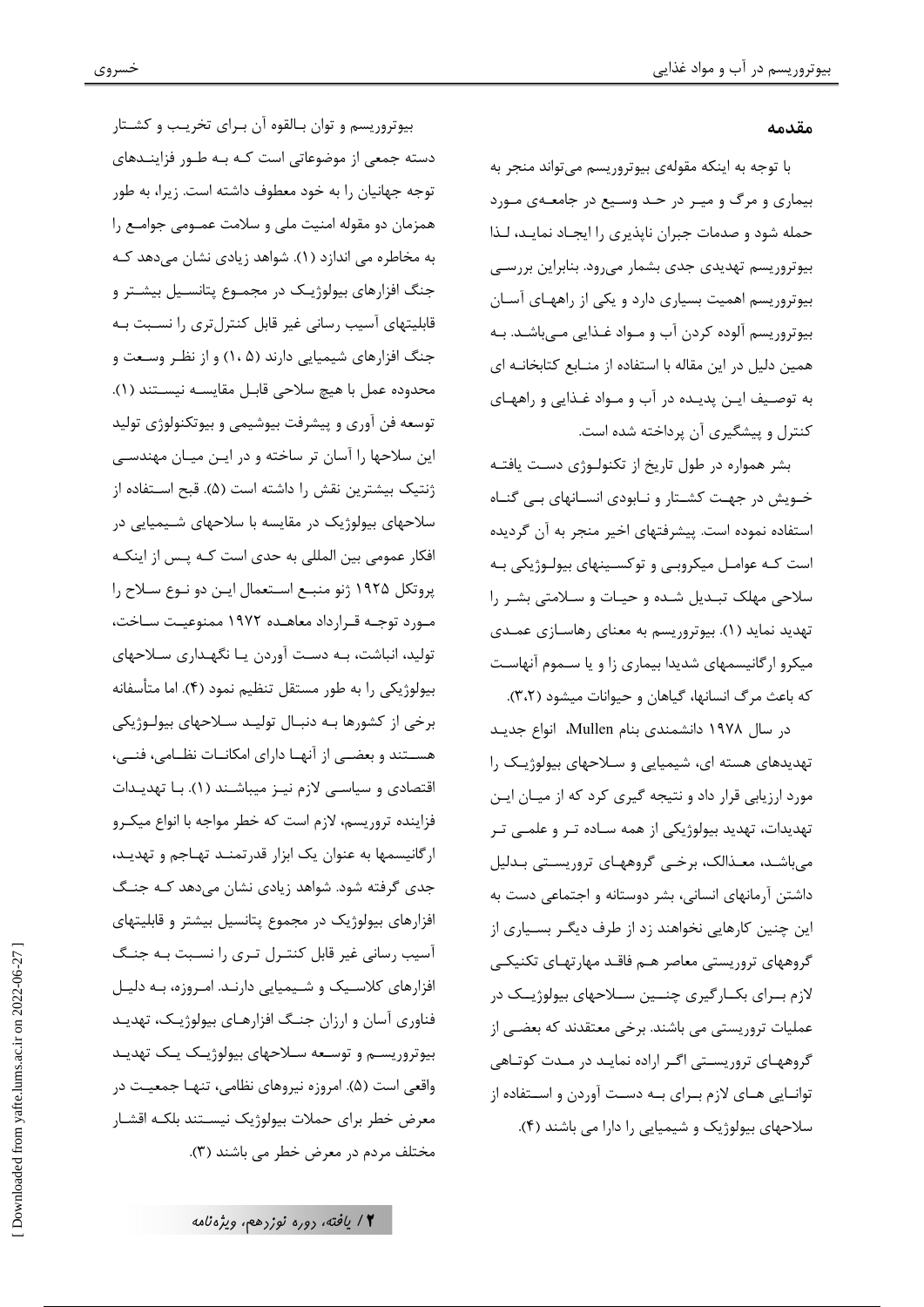## مقدمه

با توجه به اینکه مقوله‌ی بیوتروریسم می‌تواند منجر به بیماری و مرگ و میر در حد وسیع در جامعه‌ی مورد حمله شود و صدمات جبران ناپذیری را ایجاد نماید، لذا بیوتروریسم تهدیدی جدی بشمار می‌رود. بنابراین بررسی بیوتروریسم اهمیت بسیاری دارد و یکی از راههای آسان بیوتروریسم آلوده کردن آب و مواد غذایی می‌باشد. به همین دلیل در این مقاله با استفاده از منابع کتابخانه ای به توصیف این پدیده در آب و مواد غذایی و راههای کنترل و پیشگیری آن پرداخته شده است.

بشر همواره در طول تاریخ از تکنولوژی دست یافته خویش در جهت کشتار و نابودی انسانهای بی گناه استفاده نموده است. پیشرفتهای اخیر منجر به آن گردیده است که عوامل میکروبی و توکسینهای بیولوژیکی به سلاحی مهلک تبدیل شده و حیات و سلامتی بشر را تهدید نماید (۱). بیوتروریسم به معنای رهاسازی عمدی میکرو ارگانیسمهای شدیدا بیماری زا و یا سموم آنهاست که باعث مرگ انسانها، گیاهان و حیوانات میشود (۳،۲).

در سال ۱۹۷۸ دانشمندی بنام Mullen، انواع جدید تهدیدهای هسته ای، شیمیایی و سلاحهای بیولوژیک را مورد ارزیابی قرار داد و نتیجه گیری کرد که از میان این تهدیدات، تهدید بیولوژیکی از همه ساده تر و علمی تر می‌باشد، معذالک، برخی گروههای تروریستی بدلیل داشتن آرمانهای انسانی، بشر دوستانه و اجتماعی دست به این چنین کارهایی نخواهند زد از طرف دیگر بسیاری از گروههای تروریستی معاصر هم فاقد مهارتهای تکنیکی لازم برای بکارگیری چنین سلاحهای بیولوژیک در عملیات تروریستی می باشند. برخی معتقدند که بعضی از گروههای تروریستی اگر اراده نماید در مدت کوتاهی توانایی های لازم برای به دست آوردن و استفاده از سلاحهای بیولوژیک و شیمیایی را دارا می باشند (۴).

بیوتروریسم و توان بالقوه آن برای تخریب و کشتار دسته جمعی از موضوعاتی است که به طور فزاینده‌ای توجه جهانیان را به خود معطوف داشته است. زیرا، به طور همزمان دو مقوله امنیت ملی و سلامت عمومی جوامع را به مخاطره می اندازد (۱). شواهد زیادی نشان می‌دهد که جنگ افزارهای بیولوژیک در مجموع پتانسیل بیشتر و قابلیتهای آسیب رسانی غیر قابل کنترل‌تری را نسبت به جنگ افزارهای شیمیایی دارند (۵ ،۱) و از نظر وسعت و محدوده عمل با هیچ سلاحی قابل مقایسه نیستند (۱). توسعه فن آوری و پیشرفت بیوشیمی و بیوتکنولوژی تولید این سلاحها را آسان تر ساخته و در این میان مهندسی ژنتیک بیشترین نقش را داشته است (۵). قبح استفاده از سلاحهای بیولوژیک در مقایسه با سلاحهای شیمیایی در افکار عمومی بین المللی به حدی است که پس از اینکه پروتکل ۱۹۲۵ ژنو منبع استعمال این دو نوع سلاح را مورد توجه قرارداد معاهده ۱۹۷۲ ممنوعیت ساخت، تولید، انباشت، به دست آوردن یا نگهداری سلاحهای بیولوژیکی را به طور مستقل تنظیم نمود (۴). اما متأسفانه برخی از کشورها به دنبال تولید سلاحهای بیولوژیکی هستند و بعضی از آنها دارای امکانات نظامی، فنی، اقتصادی و سیاسی لازم نیز میباشند (۱). با تهدیدات فزاینده تروریسم، لازم است که خطر مواجه با انواع میکرو ارگانیسمها به عنوان یک ابزار قدرتمند تهاجم و تهدید، جدی گرفته شود. شواهد زیادی نشان می‌دهد که جنگ افزارهای بیولوژیک در مجموع پتانسیل بیشتر و قابلیتهای آسیب رسانی غیر قابل کنترل تری را نسبت به جنگ افزارهای کلاسیک و شیمیایی دارند. امروزه، به دلیل فناوری آسان و ارزان جنگ افزارهای بیولوژیک، تهدید بیوتروریسم و توسعه سلاحهای بیولوژیک یک تهدید واقعی است (۵). امروزه نیروهای نظامی، تنها جمعیت در معرض خطر برای حملات بیولوژیک نیستند بلکه اقشار مختلف مردم در معرض خطر می باشند (۳).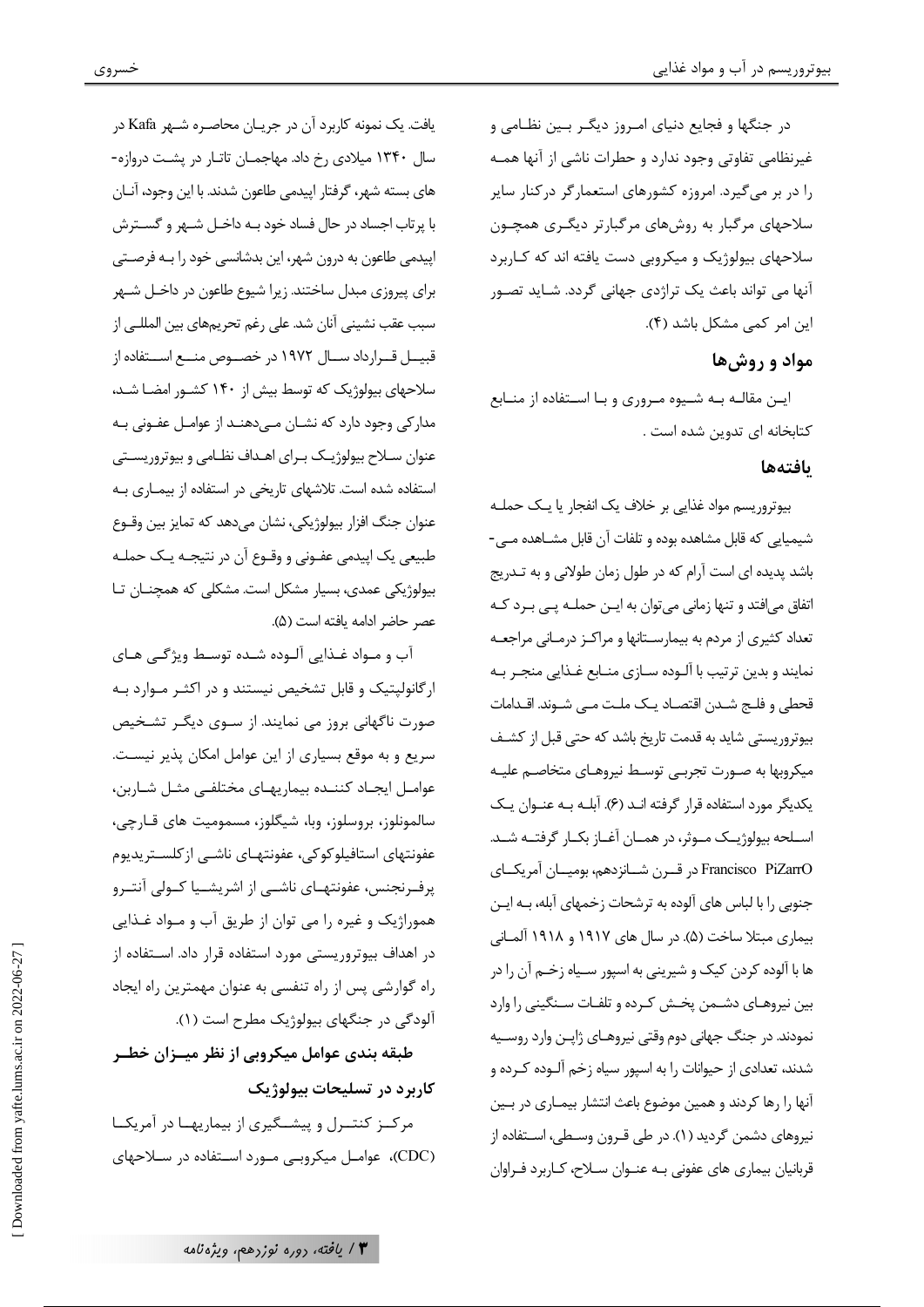در جنگها و فجایع دنیای امروز دیگر بین نظامی و غیرنظامی تفاوتی وجود ندارد و حطرات ناشی از آنها همه را در بر می‌گیرد. امروزه کشورهای استعمارگر درکنار سایر سلاحهای مرگبار به روش‌های مرگبارتر دیگری همچون سلاحهای بیولوژیک و میکروبی دست یافته اند که کاربرد آنها می تواند باعث تراژدی جهانی گردد. شاید تصور این امر کمی مشکل باشد (۴).

## مواد و روش‌ها

این مقاله به شیوه مروری و با استفاده از منابع کتابخانه ای تدوین شده است .

## یافته‌ها

بیوتروریسم مواد غذایی بر خلاف یک انفجار یا یک حمله شیمیایی که قابل مشاهده بوده و تلفات آن قابل مشاهده می‌باشد پدیده ای است آرام که در طول زمان طولانی و به تدریج اتفاق می‌افتد و تنها زمانی می‌توان به این حمله پی برد که تعداد کثیری از مردم به بیمارستانها و مراکز درمانی مراجعه نمایند و بدین ترتیب با آلوده سازی منابع غذایی منجر به قحطی و فلج شدن اقتصاد یک ملت می شوند. اقدامات بیوتروریستی شاید به قدمت تاریخ باشد که حتی قبل از کشف میکروبها به صورت تجربی توسط نیروهای متخاصم علیه یکدیگر مورد استفاده قرار گرفته اند (۶). آبله به عنوان یک اسلحه بیولوژیک موثر، در همان آغاز بکار گرفته شد. Francisco PiZarrO در قرن شانزدهم، بومیان آمریکای جنوبی را با لباس های آلوده به ترشحات زخمهای آبله، به این بیماری مبتلا ساخت (۵). در سال های ۱۹۱۷ و ۱۹۱۸ آلمانی ها با آلوده کردن کیک و شیرینی به اسپور سیاه زخم آن را در بین نیروهای دشمن پخش کرده و تلفات سنگینی را وارد نمودند. در جنگ جهانی دوم وقتی نیروهای ژاپن وارد روسیه شدند، تعدادی از حیوانات را به اسپور سیاه زخم آلوده کرده و آنها را رها کردند و همین موضوع باعث انتشار بیماری در بین نیروهای دشمن گردید (۱). در طی قرون وسطی، استفاده از قربانیان بیماری های عفونی به عنوان سلاح، کاربرد فراوان یافت. یک نمونه کاربرد آن در جریان محاصره شهر Kafa در سال ۱۳۴۰ میلادی رخ داد. مهاجمان تاتار در پشت دروازه-های بسته شهر، گرفتار اپیدمی طاعون شدند. با این وجود، آنان با پرتاب اجساد در حال فساد خود به داخل شهر و گسترش اپیدمی طاعون به درون شهر، این بدشانسی خود را به فرصتی برای پیروزی مبدل ساختند. زیرا شیوع طاعون در داخل شهر سبب عقب نشینی آنان شد. علی رغم تحریمهای بین المللی از قبیل قرارداد سال ۱۹۷۲ در خصوص منع استفاده از سلاحهای بیولوژیک که توسط بیش از ۱۴۰ کشور امضا شد، مدارکی وجود دارد که نشان می‌دهند از عوامل عفونی به عنوان سلاح بیولوژیک برای اهداف نظامی و بیوتروریستی استفاده شده است. تلاشهای تاریخی در استفاده از بیماری به عنوان جنگ افزار بیولوژیکی، نشان می‌دهد که تمایز بین وقوع طبیعی یک اپیدمی عفونی و وقوع آن در نتیجه یک حمله بیولوژیکی عمدی، بسیار مشکل است. مشکلی که همچنان تا عصر حاضر ادامه یافته است (۵).

آب و مواد غذایی آلوده شده توسط ویژگی های ارگانولپتیک و قابل تشخیص نیستند و در اکثر موارد به صورت ناگهانی بروز می نمایند. از سوی دیگر تشخیص سریع و به موقع بسیاری از این عوامل امکان پذیر نیست. عوامل ایجاد کننده بیماریهای مختلفی مثل شاربن، سالمونلوز، بروسلوز، وبا، شیگلوز، مسمومیت های قارچی، عفونتهای استافیلوکوکی، عفونتهای ناشی ازکلستریدیوم پرفرنجنس، عفونتهای ناشی از اشریشیا کولی آنترو هموراژیک و غیره را می توان از طریق آب و مواد غذایی در اهداف بیوتروریستی مورد استفاده قرار داد. استفاده از راه گوارشی پس از راه تنفسی به عنوان مهمترین راه ایجاد آلودگی در جنگهای بیولوژیک مطرح است (۱).

### طبقه بندی عوامل میکروبی از نظر میزان خطر کاربرد در تسلیحات بیولوژیک

مرکز کنترل و پیشگیری از بیماریها در آمریکا (CDC)، عوامل میکروبی مورد استفاده در سلاحهای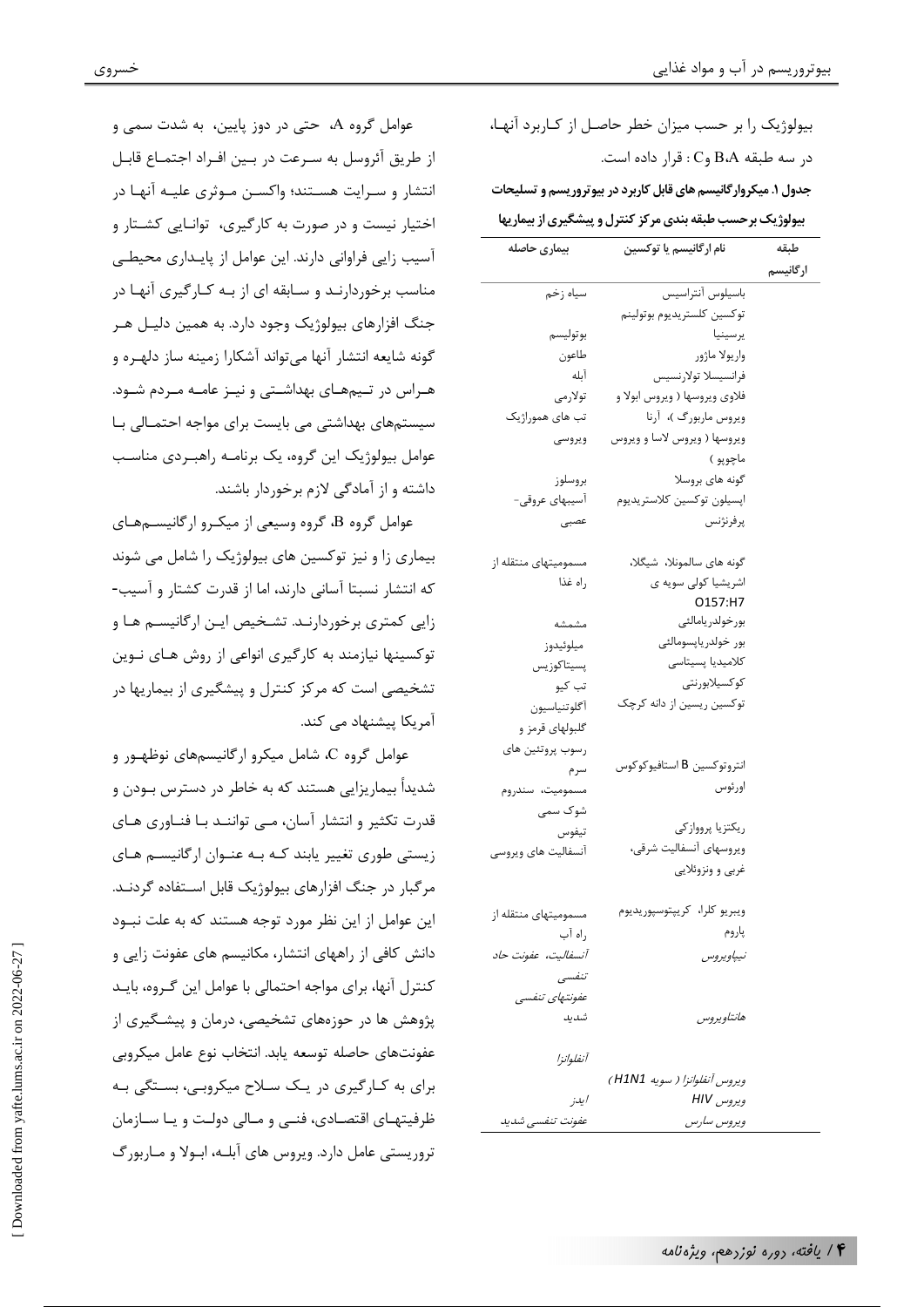بیولوژیک را بر حسب میزان خطر حاصل از کاربرد آنها، در سه طبقه B،A و C : قرار داده است.

**جدول ۱. میکروارگانیسم های قابل کاربرد در بیوتروریسم و تسلیحات بیولوژیک برحسب طبقه بندی مرکز کنترل و پیشگیری از بیماریها**

| طبقه ارگانیسم | نام ارگانیسم یا توکسین | بیماری حاصله |
|---|---|---|
| | باسیلوس آنتراسیس | سیاه زخم |
| | توکسین کلستریدیوم بوتولینم | بوتولیسم |
| | یرسینیا | طاعون |
| | واریولا ماژور | آبله |
| | فرانسیسلا تولارنسیس | تولارمی |
| | فلاوی ویروسها ( ویروس ابولا و ویروس ماربورگ )، آرنا ویروسها ( ویروس لاسا و ویروس ماچوپو ) | تب های هموراژیک ویروسی |
| | گونه های بروسلا | بروسلوز |
| | اپسیلون توکسین کلاستریدیوم پرفرنژنس | آسیبهای عروقی- عصبی |
| | گونه های سالمونلا، شیگلا، اشریشیا کولی سویه ی O157:H7 | مسمومیتهای منتقله از راه غذا |
| | بورخولدریامالئی | مشمشه |
| | بور خولدریاپسومالئی | میلوئیدوز |
| | کلامیدیا پسیتاسی | پسیتاکوزیس |
| | کوکسیلابورنتی | تب کیو |
| | توکسین ریسین از دانه کرچک | آگلوتنیاسیون گلبولهای قرمز و رسوب پروتئین های سرم |
| | انتروتوکسین B استافیوکوکوس اورئوس | مسمومیت، سندروم شوک سمی |
| | ریکتزیا پرووازکی | تیفوس |
| | ویروسهای آنسفالیت شرقی، غربی و ونزوئلایی | آنسفالیت های ویروسی |
| | ویبریو کلرا، کریپتوسپوریدیوم پاروم | مسمومیتهای منتقله از راه آب |
| | *نیپاویروس* | *آنسفالیت، عفونت حاد تنفسی* |
| | *هانتاویروس* | *عفونتهای تنفسی شدید* |
| | *ویروس آنفلوانزا ( سویه H1N1)* | *آنفلوانزا* |
| | *ویروس HIV* | *ایدز* |
| | *ویروس سارس* | *عفونت تنفسی شدید* |

عوامل گروه A، حتی در دوز پایین، به شدت سمی و از طریق آئروسل به سرعت در بین افراد اجتماع قابل انتشار و سرایت هستند؛ واکسن موثری علیه آنها در اختیار نیست و در صورت به کارگیری، توانایی کشتار و آسیب زایی فراوانی دارند. این عوامل از پایداری محیطی مناسب برخوردارند و سابقه ای از به کارگیری آنها در جنگ افزارهای بیولوژیک وجود دارد. به همین دلیل هر گونه شایعه انتشار آنها می‌تواند آشکارا زمینه ساز دلهره و هراس در تیم‌های بهداشتی و نیز عامه مردم شود. سیستم‌های بهداشتی می بایست برای مواجه احتمالی با عوامل بیولوژیک این گروه، یک برنامه راهبردی مناسب داشته و از آمادگی لازم برخوردار باشند.

عوامل گروه B، گروه وسیعی از میکرو ارگانیسم‌های بیماری زا و نیز توکسین های بیولوژیک را شامل می شوند که انتشار نسبتا آسانی دارند، اما از قدرت کشتار و آسیب‌زایی کمتری برخوردارند. تشخیص این ارگانیسم ها و توکسینها نیازمند به کارگیری انواعی از روش های نوین تشخیصی است که مرکز کنترل و پیشگیری از بیماریها در آمریکا پیشنهاد می کند.

عوامل گروه C، شامل میکرو ارگانیسم‌های نوظهور و شدیداً بیماریزایی هستند که به خاطر در دسترس بودن و قدرت تکثیر و انتشار آسان، می توانند با فناوری های زیستی طوری تغییر یابند که به عنوان ارگانیسم های مرگبار در جنگ افزارهای بیولوژیک قابل استفاده گردند. این عوامل از این نظر مورد توجه هستند که به علت نبود دانش کافی از راههای انتشار، مکانیسم های عفونت زایی و کنترل آنها، برای مواجه احتمالی با عوامل این گروه، باید پژوهش ها در حوزه‌های تشخیصی، درمان و پیشگیری از عفونت‌های حاصله توسعه یابد. انتخاب نوع عامل میکروبی برای به کارگیری در یک سلاح میکروبی، بستگی به ظرفیتهای اقتصادی، فنی و مالی دولت و یا سازمان تروریستی عامل دارد. ویروس های آبله، ابولا و ماربورگ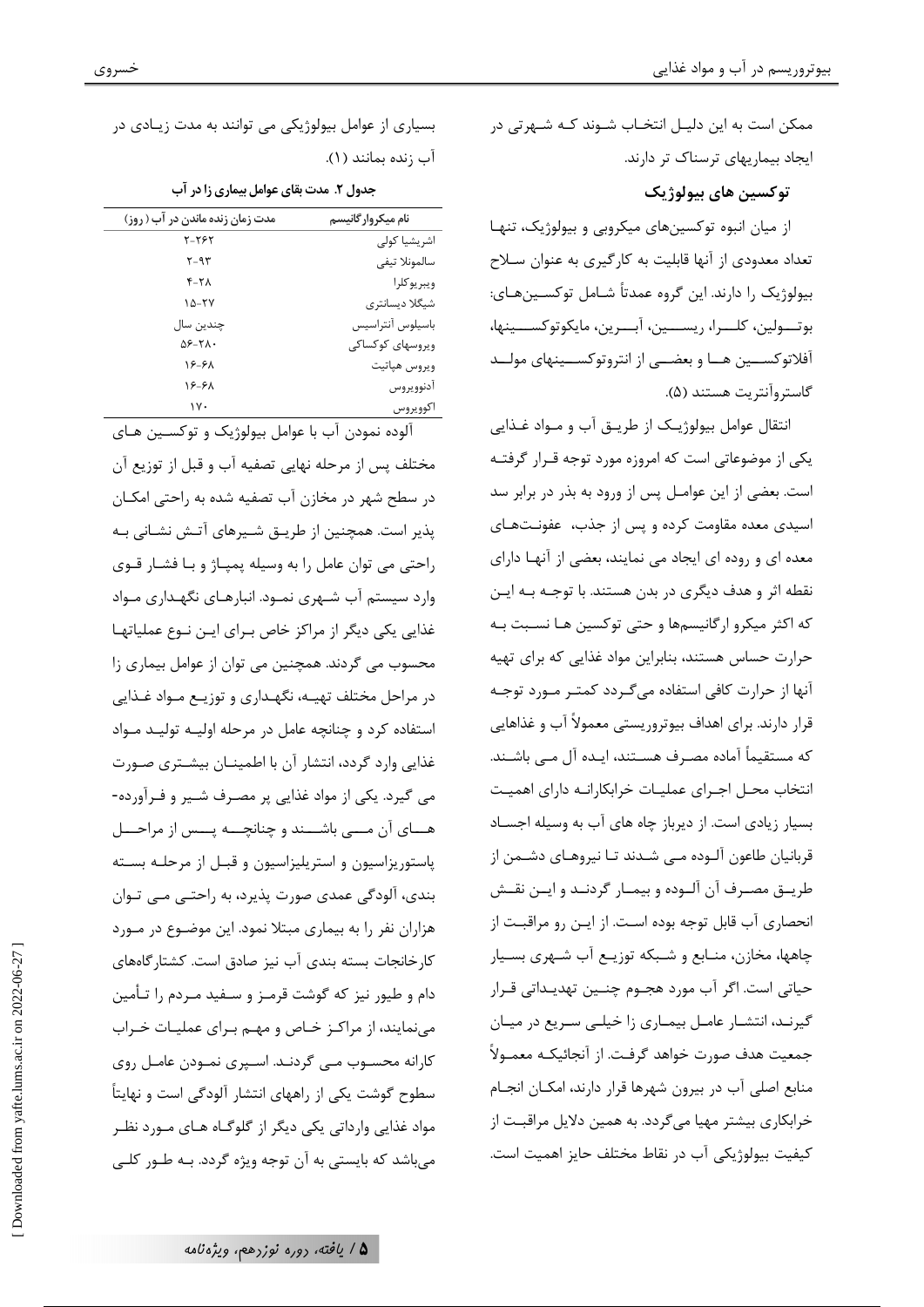ممکن است به این دلیل انتخاب شوند که شهرتی در ایجاد بیماریهای ترسناک تر دارند.

### توکسین های بیولوژیک

از میان انبوه توکسین‌های میکروبی و بیولوژیک، تنها تعداد معدودی از آنها قابلیت به کارگیری به عنوان سلاح بیولوژیک را دارند. این گروه عمدتاً شامل توکسین‌های: بوتولین، کلرا، ریسین، آبرین، مایکوتوکسینها، آفلاتوکسین ها و بعضی از انتروتوکسینهای مولد گاستروآنتریت هستند (۵).

انتقال عوامل بیولوژیک از طریق آب و مواد غذایی یکی از موضوعاتی است که امروزه مورد توجه قرار گرفته است. بعضی از این عوامل پس از ورود به بذر در برابر سد اسیدی معده مقاومت کرده و پس از جذب، عفونت‌های معده ای و روده ای ایجاد می نمایند، بعضی از آنها دارای نقطه اثر و هدف دیگری در بدن هستند. با توجه به این که اکثر میکرو ارگانیسم‌ها و حتی توکسین ها نسبت به حرارت حساس هستند، بنابراین مواد غذایی که برای تهیه آنها از حرارت کافی استفاده می‌گردد کمتر مورد توجه قرار دارند. برای اهداف بیوتروریستی معمولاً آب و غذاهایی که مستقیماً آماده مصرف هستند، ایده آل می باشند. انتخاب محل اجرای عملیات خرابکارانه دارای اهمیت بسیار زیادی است. از دیرباز چاه های آب به وسیله اجساد قربانیان طاعون آلوده می شدند تا نیروهای دشمن از طریق مصرف آن آلوده و بیمار گردند و این نقش انحصاری آب قابل توجه بوده است. از این رو مراقبت از چاهها، مخازن، منابع و شبکه توزیع آب شهری بسیار حیاتی است. اگر آب مورد هجوم چنین تهدیداتی قرار گیرند، انتشار عامل بیماری زا خیلی سریع در میان جمعیت هدف صورت خواهد گرفت. از آنجائیکه معمولاً منابع اصلی آب در بیرون شهرها قرار دارند، امکان انجام خرابکاری بیشتر مهیا می‌گردد. به همین دلایل مراقبت از کیفیت بیولوژیکی آب در نقاط مختلف حایز اهمیت است. بسیاری از عوامل بیولوژیکی می توانند به مدت زیادی در آب زنده بمانند (۱).

**جدول ۲. مدت بقای عوامل بیماری زا در آب**

| نام میکروارگانیسم | مدت زمان زنده ماندن در آب (روز) |
|---|---|
| اشریشیا کولی | ۲-۲۶۲ |
| سالمونلا تیفی | ۲-۹۳ |
| ویبریوکلرا | ۴-۲۸ |
| شیگلا دیسانتری | ۱۵-۲۷ |
| باسیلوس آنتراسیس | چندین سال |
| ویروسهای کوکساکی | ۵۶-۲۸۰ |
| ویروس هپاتیت | ۱۶-۶۸ |
| آدنوویروس | ۱۶-۶۸ |
| اکوویروس | ۱۷۰ |

آلوده نمودن آب با عوامل بیولوژیک و توکسین های مختلف پس از مرحله نهایی تصفیه آب و قبل از توزیع آن در سطح شهر در مخازن آب تصفیه شده به راحتی امکان پذیر است. همچنین از طریق شیرهای آتش نشانی به راحتی می توان عامل را به وسیله پمپاژ و با فشار قوی وارد سیستم آب شهری نمود. انبارهای نگهداری مواد غذایی یکی دیگر از مراکز خاص برای این نوع عملیاتها محسوب می گردند. همچنین می توان از عوامل بیماری زا در مراحل مختلف تهیه، نگهداری و توزیع مواد غذایی استفاده کرد و چنانچه عامل در مرحله اولیه تولید مواد غذایی وارد گردد، انتشار آن با اطمینان بیشتری صورت می گیرد. یکی از مواد غذایی پر مصرف شیر و فرآورده-های آن می باشند و چنانچه پس از مراحل پاستوریزاسیون و استریلیزاسیون و قبل از مرحله بسته بندی، آلودگی عمدی صورت پذیرد، به راحتی می توان هزاران نفر را به بیماری مبتلا نمود. این موضوع در مورد کارخانجات بسته بندی آب نیز صادق است. کشتارگاههای دام و طیور نیز که گوشت قرمز و سفید مردم را تأمین می‌نمایند، از مراکز خاص و مهم برای عملیات خراب کارانه محسوب می گردند. اسپری نمودن عامل روی سطوح گوشت یکی از راههای انتشار آلودگی است و نهایتاً مواد غذایی وارداتی یکی دیگر از گلوگاه های مورد نظر می‌باشد که بایستی به آن توجه ویژه گردد. به طور کلی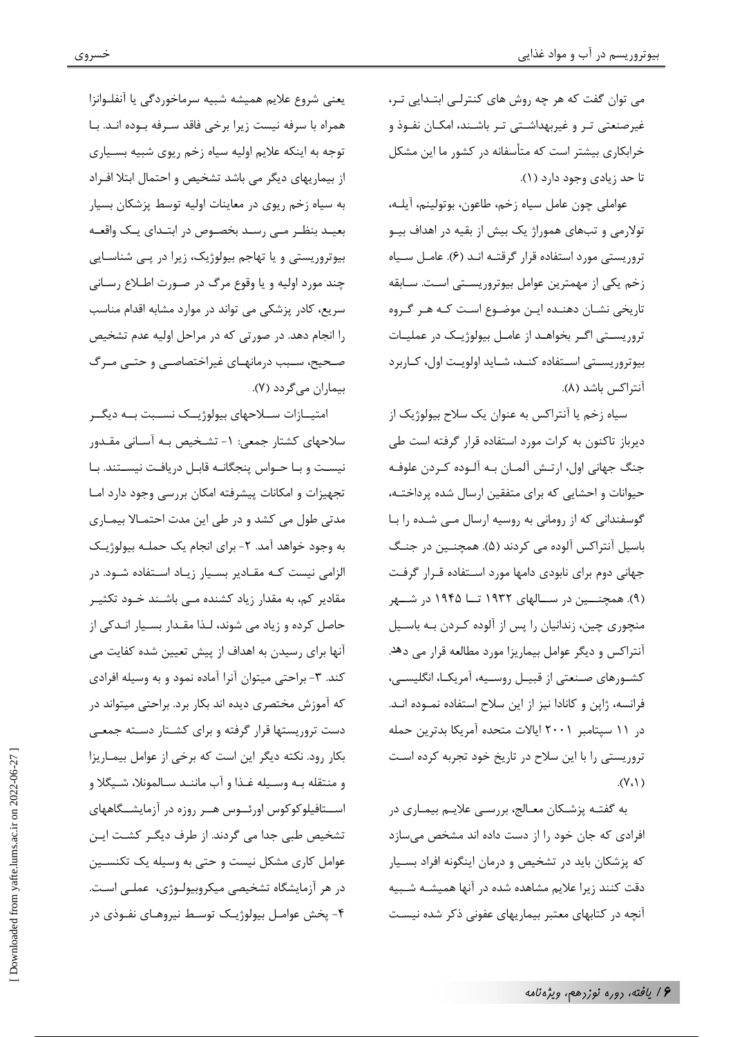می توان گفت که هر چه روش های کنترلی ابتدایی تر، غیرصنعتی تر و غیربهداشتی تر باشند، امکان نفوذ و خرابکاری بیشتر است که متأسفانه در کشور ما این مشکل تا حد زیادی وجود دارد (۱).

عواملی چون عامل سیاه زخم، طاعون، بوتولینم، آبله، تولارمی و تبهای هموراژ یک بیش از بقیه در اهداف بیو تروریستی مورد استفاده قرار گرفته اند (۶). عامل سیاه زخم یکی از مهمترین عوامل بیوتروریستی است. سابقه تاریخی نشان دهنده این موضوع است که هر گروه تروریستی اگر بخواهد از عامل بیولوژیک در عملیات بیوتروریستی استفاده کند، شاید اولویت اول، کاربرد آنتراکس باشد (۸).

سیاه زخم یا آنتراکس به عنوان یک سلاح بیولوژیک از دیرباز تاکنون به کرات مورد استفاده قرار گرفته است طی جنگ جهانی اول، ارتش آلمان به آلوده کردن علوفه حیوانات و احشایی که برای متفقین ارسال شده پرداخته، گوسفندانی که از رومانی به روسیه ارسال می شده را با باسیل آنتراکس آلوده می کردند (۵). همچنین در جنگ جهانی دوم برای نابودی دامها مورد استفاده قرار گرفت (۹). همچنین در سالهای ۱۹۳۲ تا ۱۹۴۵ در شهر منچوری چین، زندانیان را پس از آلوده کردن به باسیل آنتراکس و دیگر عوامل بیماریزا مورد مطالعه قرار می دهد. کشورهای صنعتی از قبیل روسیه، آمریکا، انگلیسی، فرانسه، ژاپن و کانادا نیز از این سلاح استفاده نموده اند. در ۱۱ سپتامبر ۲۰۰۱ ایالات متحده آمریکا بدترین حمله تروریستی را با این سلاح در تاریخ خود تجربه کرده است (۷،۱).

به گفته پزشکان معالج، بررسی علایم بیماری در افرادی که جان خود را از دست داده اند مشخص می‌سازد که پزشکان باید در تشخیص و درمان اینگونه افراد بسیار دقت کنند زیرا علایم مشاهده شده در آنها همیشه شبیه آنچه در کتابهای معتبر بیماریهای عفونی ذکر شده نیست یعنی شروع علایم همیشه شبیه سرماخوردگی یا آنفلوانزا همراه با سرفه نیست زیرا برخی فاقد سرفه بوده اند. با توجه به اینکه علایم اولیه سیاه زخم ریوی شبیه بسیاری از بیماریهای دیگر می باشد تشخیص و احتمال ابتلا افراد به سیاه زخم ریوی در معاینات اولیه توسط پزشکان بسیار بعید بنظر می رسد بخصوص در ابتدای یک واقعه بیوتروریستی و یا تهاجم بیولوژیک، زیرا در پی شناسایی چند مورد اولیه و یا وقوع مرگ در صورت اطلاع رسانی سریع، کادر پزشکی می تواند در موارد مشابه اقدام مناسب را انجام دهد. در صورتی که در مراحل اولیه عدم تشخیص صحیح، سبب درمانهای غیراختصاصی و حتی مرگ بیماران می‌گردد (۷).

امتیازات سلاحهای بیولوژیک نسبت به دیگر سلاحهای کشتار جمعی: ۱- تشخیص به آسانی مقدور نیست و با حواس پنجگانه قابل دریافت نیستند. با تجهیزات و امکانات پیشرفته امکان بررسی وجود دارد اما مدتی طول می کشد و در طی این مدت احتمالا بیماری به وجود خواهد آمد. ۲- برای انجام یک حمله بیولوژیک الزامی نیست که مقادیر بسیار زیاد استفاده شود. در مقادیر کم، به مقدار زیاد کشنده می باشند خود تکثیر حاصل کرده و زیاد می شوند، لذا مقدار بسیار اندکی از آنها برای رسیدن به اهداف از پیش تعیین شده کفایت می کند. ۳- براحتی میتوان آنرا آماده نمود و به وسیله افرادی که آموزش مختصری دیده اند بکار برد. براحتی میتواند در دست تروریستها قرار گرفته و برای کشتار دسته جمعی بکار رود. نکته دیگر این است که برخی از عوامل بیماریزا و منتقله به وسیله غذا و آب مانند سالمونلا، شیگلا و استافیلوکوکوس اورئوس هر روزه در آزمایشگاههای تشخیص طبی جدا می گردند. از طرف دیگر کشت این عوامل کاری مشکل نیست و حتی به وسیله یک تکنسین در هر آزمایشگاه تشخیصی میکروبیولوژی، عملی است. ۴- پخش عوامل بیولوژیک توسط نیروهای نفوذی در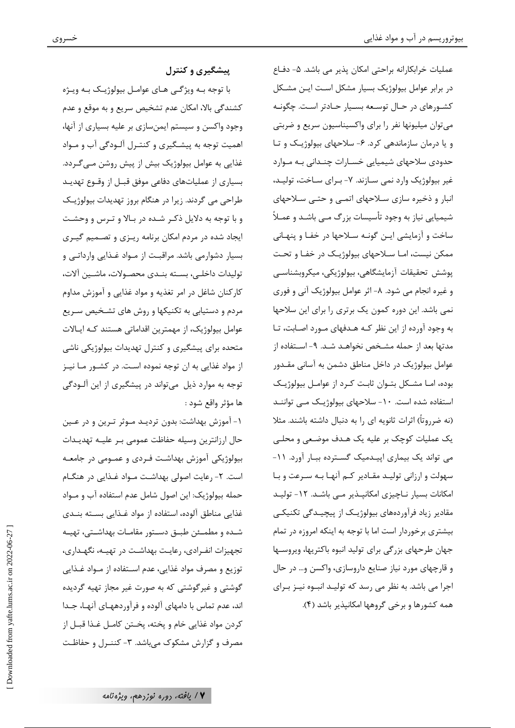عملیات خرابکارانه براحتی امکان پذیر می باشد. ۵- دفاع در برابر عوامل بیولوژیک بسیار مشکل است این مشکل کشورهای در حال توسعه بسیار حادتر است. چگونه می‌توان میلیونها نفر را برای واکسیناسیون سریع و ضربتی و یا درمان سازماندهی کرد. ۶- سلاحهای بیولوژیک و تا حدودی سلاحهای شیمیایی خسارات چندانی به موارد غیر بیولوژیک وارد نمی سازند. ۷- برای ساخت، تولید، انبار و ذخیره سازی سلاحهای اتمی و حتی سلاحهای شیمیایی نیاز به وجود تأسیسات بزرگ می باشد و عملاً ساخت و آزمایشی این گونه سلاحها در خفا و پنهانی ممکن نیست، اما سلاحهای بیولوژیک در خفا و تحت پوشش تحقیقات آزمایشگاهی، بیولوژیکی، میکروبشناسی و غیره انجام می شود. ۸- اثر عوامل بیولوژیک آنی و فوری نمی باشد. این دوره کمون یک برتری را برای این سلاحها به وجود آورده از این نظر که هدفهای مورد اصابت، تا مدتها بعد از حمله مشخص نخواهد شد. ۹- استفاده از عوامل بیولوژیک در داخل مناطق دشمن به آسانی مقدور بوده، اما مشکل بتوان ثابت کرد از عوامل بیولوژیک استفاده شده است. ۱۰- سلاحهای بیولوژیک می توانند (نه ضرورتاً) اثرات ثانویه ای را به دنبال داشته باشند. مثلا یک عملیات کوچک بر علیه یک هدف موضعی و محلی می تواند یک بیماری اپیدمیک گسترده ببار آورد. ۱۱- سهولت و ارزانی تولید مقادیر کم آنها به سرعت و با امکانات بسیار ناچیزی امکانپذیر می باشد. ۱۲- تولید مقادیر زیاد فرآورده‌های بیولوژیک از پیچیدگی تکنیکی بیشتری برخوردار است اما با توجه به اینکه امروزه در تمام جهان طرحهای بزرگی برای تولید انبوه باکتریها، ویروسها و قارچهای مورد نیاز صنایع داروسازی، واکسن و... در حال اجرا می باشد. به نظر می رسد که تولید انبوه نیز برای همه کشورها و برخی گروهها امکانپذیر باشد (۴).

## پیشگیری و کنترل

با توجه به ویژگی های عوامل بیولوژیک به ویژه کشندگی بالا، امکان عدم تشخیص سریع و به موقع و عدم وجود واکسن و سیستم ایمن‌سازی بر علیه بسیاری از آنها، اهمیت توجه به پیشگیری و کنترل آلودگی آب و مواد غذایی به عوامل بیولوژیک بیش از پیش روشن می‌گردد. بسیاری از عملیات‌های دفاعی موفق قبل از وقوع تهدید طراحی می گردند. زیرا در هنگام بروز تهدیدات بیولوژیک و با توجه به دلایل ذکر شده در بالا و ترس و وحشت ایجاد شده در مردم امکان برنامه ریزی و تصمیم گیری بسیار دشوارمی باشد. مراقبت از مواد غذایی وارداتی و تولیدات داخلی، بسته بندی محصولات، ماشین آلات، کارکنان شاغل در امر تغذیه و مواد غذایی و آموزش مداوم مردم و دستیابی به تکنیکها و روش های تشخیص سریع عوامل بیولوژیک، از مهمترین اقداماتی هستند که ایالات متحده برای پیشگیری و کنترل تهدیدات بیولوژیکی ناشی از مواد غذایی به ان توجه نموده است. در کشور ما نیز توجه به موارد ذیل می‌تواند در پیشگیری از این آلودگی ها مؤثر واقع شود :

۱- آموزش بهداشت: بدون تردید موثر ترین و در عین حال ارزانترین وسیله حفاظت عمومی بر علیه تهدیدات بیولوژیکی آموزش بهداشت فردی و عمومی در جامعه است. ۲- رعایت اصولی بهداشت مواد غذایی در هنگام حمله بیولوژیک: این اصول شامل عدم استفاده آب و مواد غذایی مناطق آلوده، استفاده از مواد غذایی بسته بندی شده و مطمئن طبق دستور مقامات بهداشتی، تهیه تجهیزات انفرادی، رعایت بهداشت در تهیه، نگهداری، توزیع و مصرف مواد غذایی، عدم استفاده از مواد غذایی گوشتی و غیرگوشتی که به صورت غیر مجاز تهیه گردیده اند، عدم تماس با دامهای آلوده و فرآوردههای آنها، جدا کردن مواد غذایی خام و پخته، پختن کامل غذا قبل از مصرف و گزارش مشکوک می‌باشد. ۳- کنترل و حفاظت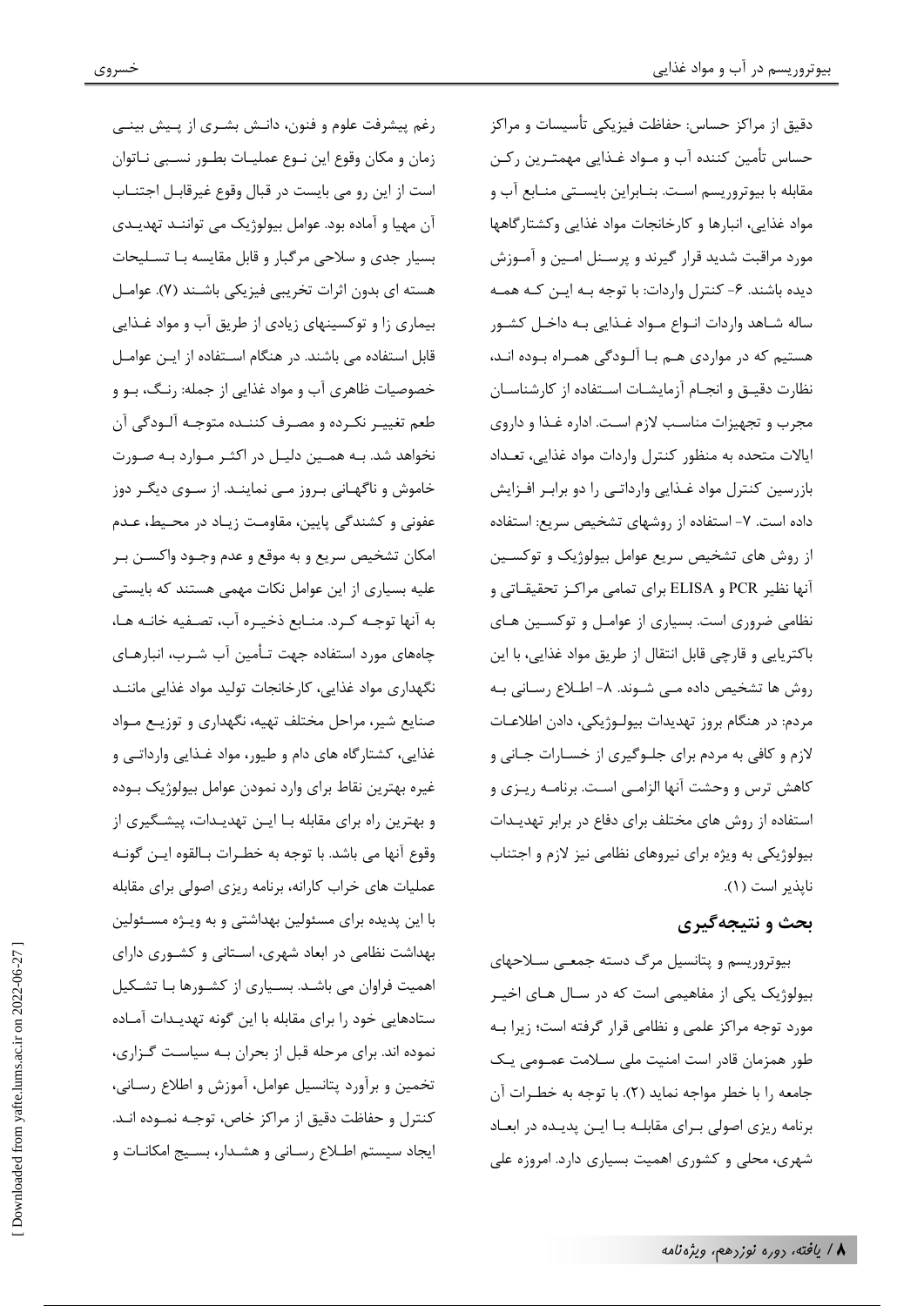دقیق از مراکز حساس: حفاظت فیزیکی تأسیسات و مراکز حساس تأمین کننده آب و مواد غذایی مهمترین رکن مقابله با بیوتروریسم است. بنابراین بایستی منابع آب و مواد غذایی، انبارها و کارخانجات مواد غذایی وکشتارگاهها مورد مراقبت شدید قرار گیرند و پرسنل امین و آموزش دیده باشند. ۶- کنترل واردات: با توجه به این که همه ساله شاهد واردات انواع مواد غذایی به داخل کشور هستیم که در مواردی هم با آلودگی همراه بوده اند، نظارت دقیق و انجام آزمایشات استفاده از کارشناسان مجرب و تجهیزات مناسب لازم است. اداره غذا و داروی ایالات متحده به منظور کنترل واردات مواد غذایی، تعداد بازرسین کنترل مواد غذایی وارداتی را دو برابر افزایش داده است. ۷- استفاده از روشهای تشخیص سریع: استفاده از روش های تشخیص سریع عوامل بیولوژیک و توکسین آنها نظیر PCR و ELISA برای تمامی مراکز تحقیقاتی و نظامی ضروری است. بسیاری از عوامل و توکسین های باکتریایی و قارچی قابل انتقال از طریق مواد غذایی، با این روش ها تشخیص داده می شوند. ۸- اطلاع رسانی به مردم: در هنگام بروز تهدیدات بیولوژیکی، دادن اطلاعات لازم و کافی به مردم برای جلوگیری از خسارات جانی و کاهش ترس و وحشت آنها الزامی است. برنامه ریزی و استفاده از روش های مختلف برای دفاع در برابر تهدیدات بیولوژیکی به ویژه برای نیروهای نظامی نیز لازم و اجتناب ناپذیر است (۱).

## بحث و نتیجه‌گیری

بیوتروریسم و پتانسیل مرگ دسته جمعی سلاحهای بیولوژیک یکی از مفاهیمی است که در سال های اخیر مورد توجه مراکز علمی و نظامی قرار گرفته است؛ زیرا به طور همزمان قادر است امنیت ملی سلامت عمومی یک جامعه را با خطر مواجه نماید (۲). با توجه به خطرات آن برنامه ریزی اصولی برای مقابله با این پدیده در ابعاد شهری، محلی و کشوری اهمیت بسیاری دارد. امروزه علی رغم پیشرفت علوم و فنون، دانش بشری از پیش بینی زمان و مکان وقوع این نوع عملیات بطور نسبی ناتوان است از این رو می بایست در قبال وقوع غیرقابل اجتناب آن مهیا و آماده بود. عوامل بیولوژیک می توانند تهدیدی بسیار جدی و سلاحی مرگبار و قابل مقایسه با تسلیحات هسته ای بدون اثرات تخریبی فیزیکی باشند (۷). عوامل بیماری زا و توکسینهای زیادی از طریق آب و مواد غذایی قابل استفاده می باشند. در هنگام استفاده از این عوامل خصوصیات ظاهری آب و مواد غذایی از جمله: رنگ، بو و طعم تغییر نکرده و مصرف کننده متوجه آلودگی آن نخواهد شد. به همین دلیل در اکثر موارد به صورت خاموش و ناگهانی بروز می نمایند. از سوی دیگر دوز عفونی و کشندگی پایین، مقاومت زیاد در محیط، عدم امکان تشخیص سریع و به موقع و عدم وجود واکسن بر علیه بسیاری از این عوامل نکات مهمی هستند که بایستی به آنها توجه کرد. منابع ذخیره آب، تصفیه خانه ها، چاههای مورد استفاده جهت تأمین آب شرب، انبارهای نگهداری مواد غذایی، کارخانجات تولید مواد غذایی مانند صنایع شیر، مراحل مختلف تهیه، نگهداری و توزیع مواد غذایی، کشتارگاه های دام و طیور، مواد غذایی وارداتی و غیره بهترین نقاط برای وارد نمودن عوامل بیولوژیک بوده و بهترین راه برای مقابله با این تهدیدات، پیشگیری از وقوع آنها می باشد. با توجه به خطرات بالقوه این گونه عملیات های خراب کارانه، برنامه ریزی اصولی برای مقابله با این پدیده برای مسئولین بهداشتی و به ویژه مسئولین بهداشت نظامی در ابعاد شهری، استانی و کشوری دارای اهمیت فراوان می باشد. بسیاری از کشورها با تشکیل ستادهایی خود را برای مقابله با این گونه تهدیدات آماده نموده اند. برای مرحله قبل از بحران به سیاست گزاری، تخمین و برآورد پتانسیل عوامل، آموزش و اطلاع رسانی، کنترل و حفاظت دقیق از مراکز خاص، توجه نموده اند. ایجاد سیستم اطلاع رسانی و هشدار، بسیج امکانات و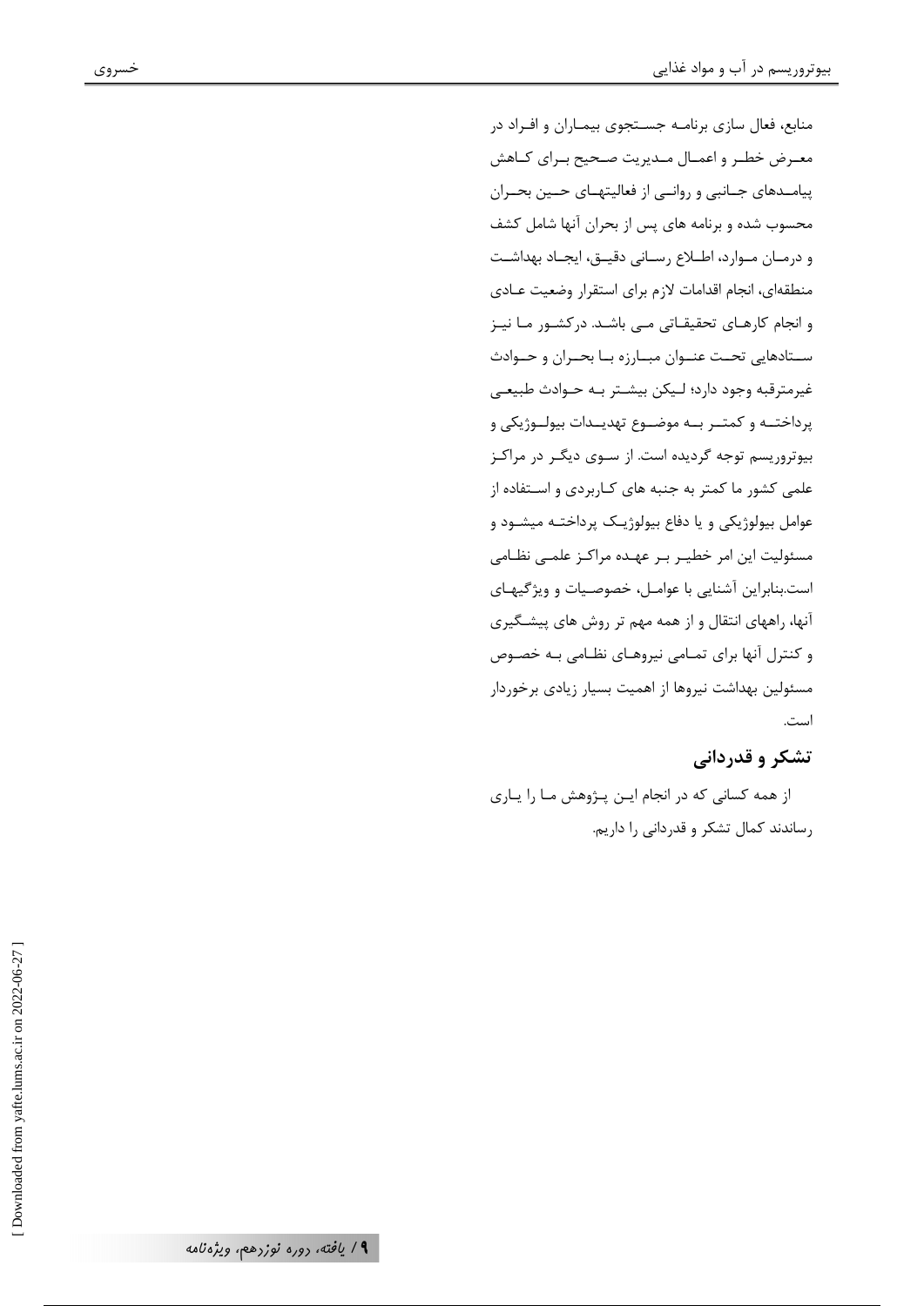منابع، فعال سازی برنامه جستجوی بیماران و افراد در معرض خطر و اعمال مدیریت صحیح برای کاهش پیامدهای جانبی و روانی از فعالیتهای حین بحران محسوب شده و برنامه های پس از بحران آنها شامل کشف و درمان موارد، اطلاع رسانی دقیق، ایجاد بهداشت منطقهای، انجام اقدامات لازم برای استقرار وضعیت عادی و انجام کارهای تحقیقاتی می باشد. درکشور ما نیز ستادهایی تحت عنوان مبارزه با بحران و حوادث غیرمترقبه وجود دارد؛ لیکن بیشتر به حوادث طبیعی پرداخته و کمتر به موضوع تهدیدات بیولوژیکی و بیوتروریسم توجه گردیده است. از سوی دیگر در مراکز علمی کشور ما کمتر به جنبه های کاربردی و استفاده از عوامل بیولوژیکی و یا دفاع بیولوژیک پرداخته میشود و مسئولیت این امر خطیر بر عهده مراکز علمی نظامی است.بنابراین آشنایی با عوامل، خصوصیات و ویژگیهای آنها، راههای انتقال و از همه مهم تر روش های پیشگیری و کنترل آنها برای تمامی نیروهای نظامی به خصوص مسئولین بهداشت نیروها از اهمیت بسیار زیادی برخوردار است.

## تشکر و قدردانی

از همه کسانی که در انجام این پژوهش ما را یاری رساندند کمال تشکر و قدردانی را داریم.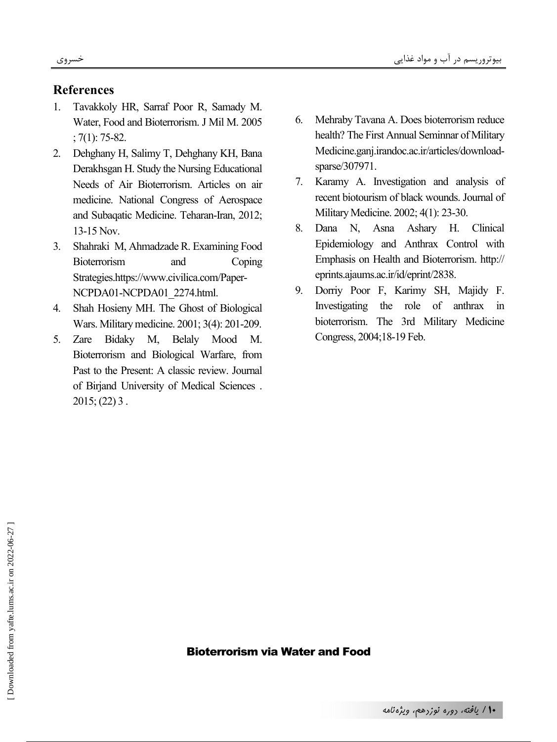## References

1. Tavakkoly HR, Sarraf Poor R, Samady M. Water, Food and Bioterrorism. J Mil M. 2005 ; 7(1): 75-82.
2. Dehghany H, Salimy T, Dehghany KH, Bana Derakhsgan H. Study the Nursing Educational Needs of Air Bioterrorism. Articles on air medicine. National Congress of Aerospace and Subaqatic Medicine. Teharan-Iran, 2012; 13-15 Nov.
3. Shahraki M, Ahmadzade R. Examining Food Bioterrorism and Coping Strategies.https://www.civilica.com/Paper-NCPDA01-NCPDA01_2274.html.
4. Shah Hosieny MH. The Ghost of Biological Wars. Military medicine. 2001; 3(4): 201-209.
5. Zare Bidaky M, Belaly Mood M. Bioterrorism and Biological Warfare, from Past to the Present: A classic review. Journal of Birjand University of Medical Sciences . 2015; (22) 3 .
6. Mehraby Tavana A. Does bioterrorism reduce health? The First Annual Seminnar of Military Medicine.ganj.irandoc.ac.ir/articles/download-sparse/307971.
7. Karamy A. Investigation and analysis of recent biotourism of black wounds. Journal of Military Medicine. 2002; 4(1): 23-30.
8. Dana N, Asna Ashary H. Clinical Epidemiology and Anthrax Control with Emphasis on Health and Bioterrorism. http:// eprints.ajaums.ac.ir/id/eprint/2838.
9. Dorriy Poor F, Karimy SH, Majidy F. Investigating the role of anthrax in bioterrorism. The 3rd Military Medicine Congress, 2004;18-19 Feb.

**Bioterrorism via Water and Food**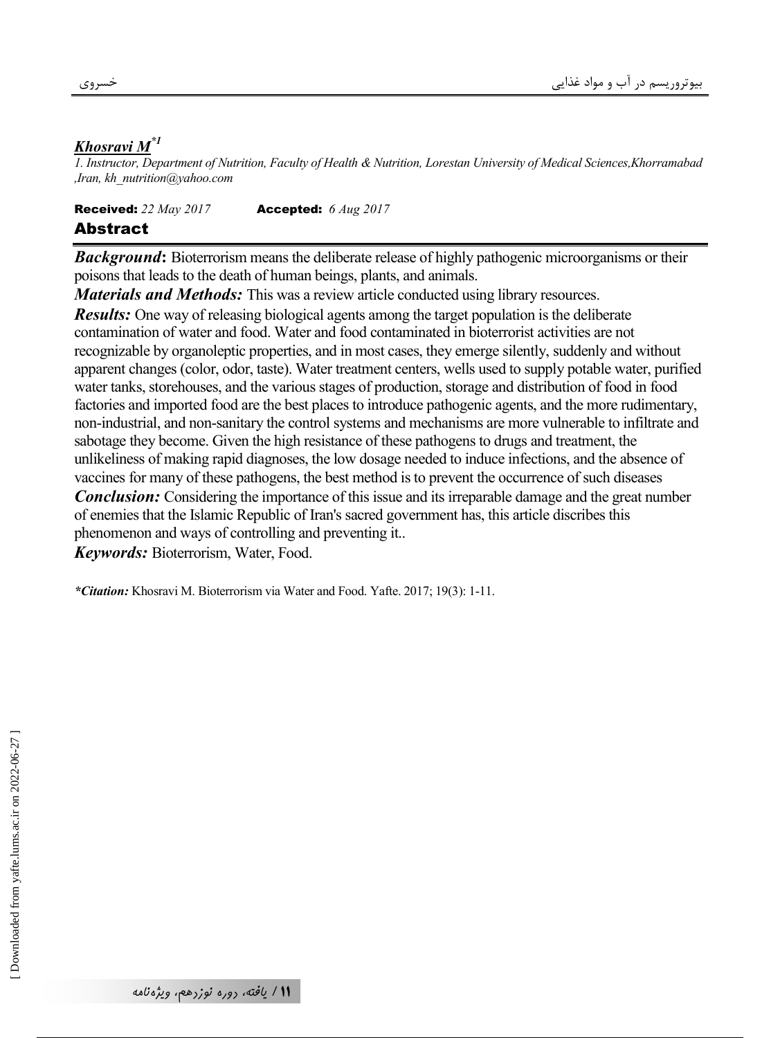***Khosravi M*** [*1]

*1. Instructor, Department of Nutrition, Faculty of Health & Nutrition, Lorestan University of Medical Sciences,Khorramabad ,Iran, kh_nutrition@yahoo.com*

**Received:** *22 May 2017* **Accepted:** *6 Aug 2017*

## Abstract

***Background*:** Bioterrorism means the deliberate release of highly pathogenic microorganisms or their poisons that leads to the death of human beings, plants, and animals.

***Materials and Methods:*** This was a review article conducted using library resources.

***Results:*** One way of releasing biological agents among the target population is the deliberate contamination of water and food. Water and food contaminated in bioterrorist activities are not recognizable by organoleptic properties, and in most cases, they emerge silently, suddenly and without apparent changes (color, odor, taste). Water treatment centers, wells used to supply potable water, purified water tanks, storehouses, and the various stages of production, storage and distribution of food in food factories and imported food are the best places to introduce pathogenic agents, and the more rudimentary, non-industrial, and non-sanitary the control systems and mechanisms are more vulnerable to infiltrate and sabotage they become. Given the high resistance of these pathogens to drugs and treatment, the unlikeliness of making rapid diagnoses, the low dosage needed to induce infections, and the absence of vaccines for many of these pathogens, the best method is to prevent the occurrence of such diseases

***Conclusion:*** Considering the importance of this issue and its irreparable damage and the great number of enemies that the Islamic Republic of Iran's sacred government has, this article discribes this phenomenon and ways of controlling and preventing it..

***Keywords:*** Bioterrorism, Water, Food.

***Citation:*** Khosravi M. Bioterrorism via Water and Food. Yafte. 2017; 19(3): 1-11.